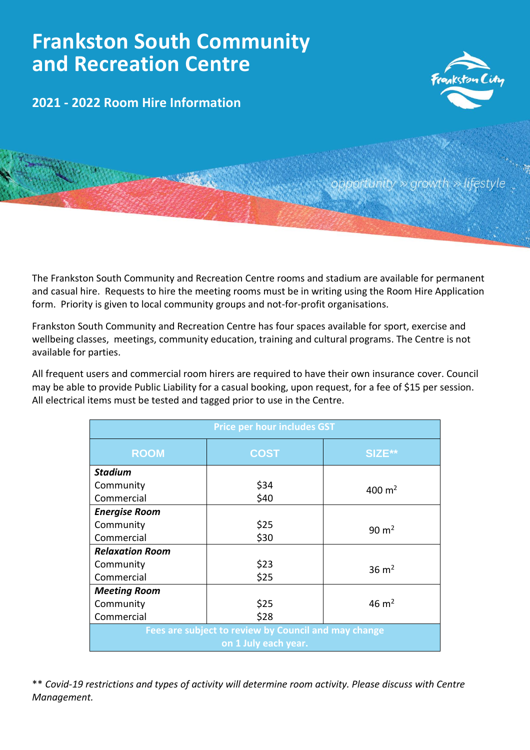# Frankston South Community and Recreation Centre

## 2021 - 2022 Room Hire Information

*opportunity » growth » lifestyle*

The Frankston South Community and Recreation Centre rooms and stadium are available for permanent and casual hire. Requests to hire the meeting rooms must be in writing using the Room Hire Application form. Priority is given to local community groups and not-for-profit organisations.

Frankston South Community and Recreation Centre has four spaces available for sport, exercise and wellbeing classes, meetings, community education, training and cultural programs. The Centre is not available for parties.

All frequent users and commercial room hirers are required to have their own insurance cover. Council may be able to provide Public Liability for a casual booking, upon request, for a fee of $15 per session. All electrical items must be tested and tagged prior to use in the Centre.

| Price per hour includes GST | | |
|---|---|---|
| **ROOM** | **COST** | **SIZE**** |
| ***Stadium*** | | |
| Community | $34 | 400 $m^2$ |
| Commercial | $40 | |
| ***Energise Room*** | | |
| Community | $25 | 90 $m^2$ |
| Commercial | $30 | |
| ***Relaxation Room*** | | |
| Community | $23 | 36 $m^2$ |
| Commercial | $25 | |
| ***Meeting Room*** | | |
| Community | $25 | 46 $m^2$ |
| Commercial | $28 | |
| Fees are subject to review by Council and may change on 1 July each year. | | |

** *Covid-19 restrictions and types of activity will determine room activity. Please discuss with Centre Management.*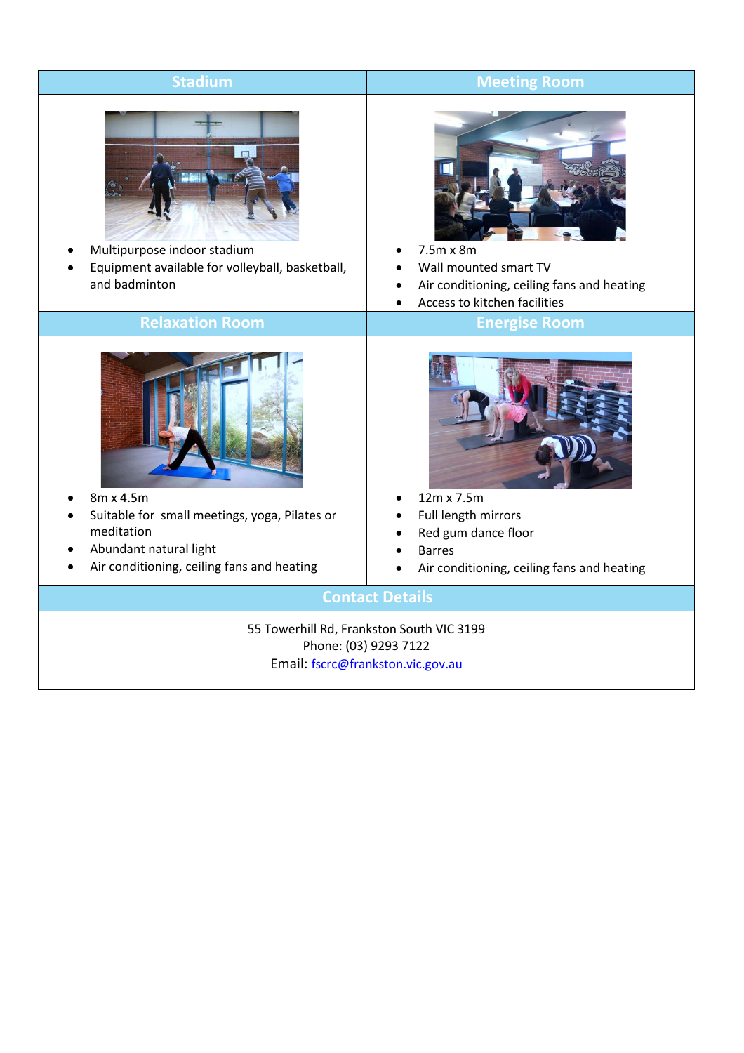| Stadium | Meeting Room |
| --- | --- |
| • Multipurpose indoor stadium<br>• Equipment available for volleyball, basketball, and badminton | • 7.5m x 8m<br>• Wall mounted smart TV<br>• Air conditioning, ceiling fans and heating<br>• Access to kitchen facilities |
| **Relaxation Room** | **Energise Room** |
| • 8m x 4.5m<br>• Suitable for small meetings, yoga, Pilates or meditation<br>• Abundant natural light<br>• Air conditioning, ceiling fans and heating | • 12m x 7.5m<br>• Full length mirrors<br>• Red gum dance floor<br>• Barres<br>• Air conditioning, ceiling fans and heating |

## Contact Details

55 Towerhill Rd, Frankston South VIC 3199
Phone: (03) 9293 7122
Email: fscrc@frankston.vic.gov.au